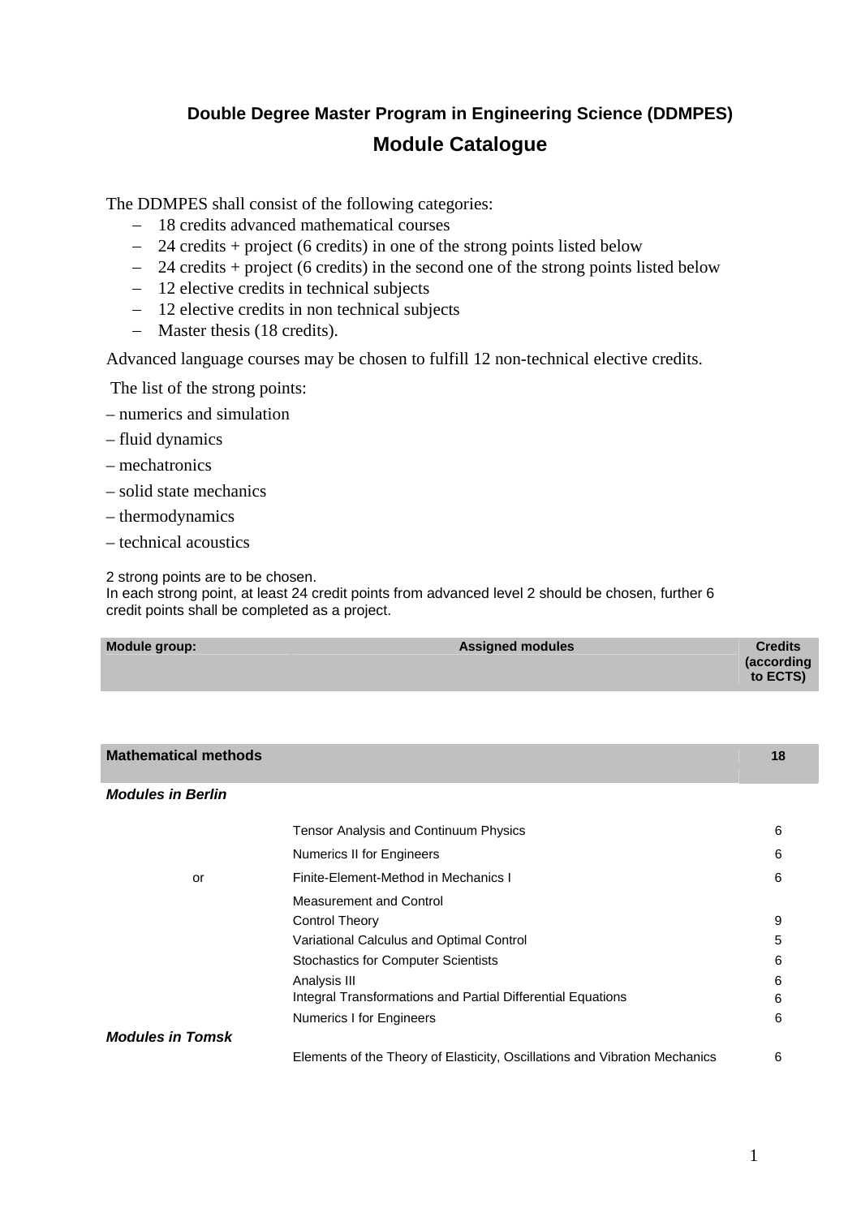## Double Degree Master Program in Engineering Science (DDMPES)

## Module Catalogue

The DDMPES shall consist of the following categories:

- 18 credits advanced mathematical courses
- 24 credits + project (6 credits) in one of the strong points listed below
- 24 credits + project (6 credits) in the second one of the strong points listed below
- 12 elective credits in technical subjects
- 12 elective credits in non technical subjects
- Master thesis (18 credits).

Advanced language courses may be chosen to fulfill 12 non-technical elective credits.

The list of the strong points:

- numerics and simulation
- fluid dynamics
- mechatronics
- solid state mechanics
- thermodynamics
- technical acoustics

2 strong points are to be chosen.
In each strong point, at least 24 credit points from advanced level 2 should be chosen, further 6 credit points shall be completed as a project.

| Module group: | Assigned modules | Credits (according to ECTS) |
|---|---|---|
| **Mathematical methods** | | **18** |
| ***Modules in Berlin*** | | |
| | Tensor Analysis and Continuum Physics | 6 |
| | Numerics II for Engineers | 6 |
| or | Finite-Element-Method in Mechanics I | 6 |
| | Measurement and Control | |
| | Control Theory | 9 |
| | Variational Calculus and Optimal Control | 5 |
| | Stochastics for Computer Scientists | 6 |
| | Analysis III | 6 |
| | Integral Transformations and Partial Differential Equations | 6 |
| | Numerics I for Engineers | 6 |
| ***Modules in Tomsk*** | | |
| | Elements of the Theory of Elasticity, Oscillations and Vibration Mechanics | 6 |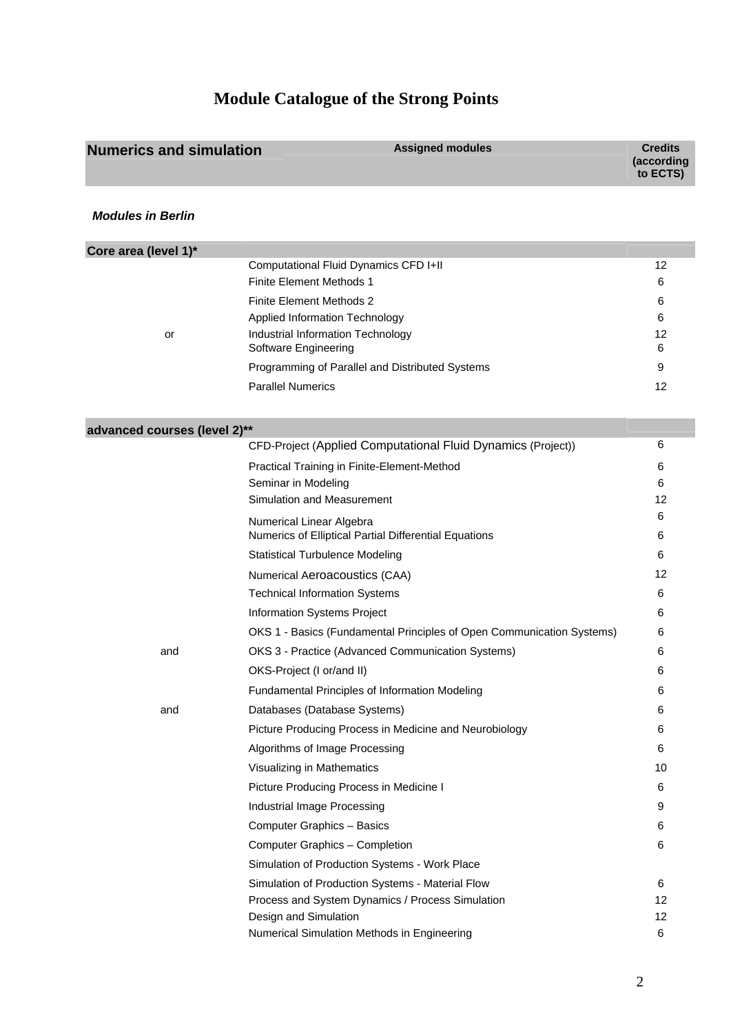# Module Catalogue of the Strong Points

| Numerics and simulation | Assigned modules | Credits (according to ECTS) |
|---|---|---|

***Modules in Berlin***

| **Core area (level 1)*** | | |
|---|---|---|
| | Computational Fluid Dynamics CFD I+II | 12 |
| | Finite Element Methods 1 | 6 |
| | Finite Element Methods 2 | 6 |
| | Applied Information Technology | 6 |
| or | Industrial Information Technology | 12 |
| | Software Engineering | 6 |
| | Programming of Parallel and Distributed Systems | 9 |
| | Parallel Numerics | 12 |

| **advanced courses (level 2)**** | | |
|---|---|---|
| | CFD-Project (Applied Computational Fluid Dynamics (Project)) | 6 |
| | Practical Training in Finite-Element-Method | 6 |
| | Seminar in Modeling | 6 |
| | Simulation and Measurement | 12 |
| | Numerical Linear Algebra | 6 |
| | Numerics of Elliptical Partial Differential Equations | 6 |
| | Statistical Turbulence Modeling | 6 |
| | Numerical Aeroacoustics (CAA) | 12 |
| | Technical Information Systems | 6 |
| | Information Systems Project | 6 |
| | OKS 1 - Basics (Fundamental Principles of Open Communication Systems) | 6 |
| and | OKS 3 - Practice (Advanced Communication Systems) | 6 |
| | OKS-Project (I or/and II) | 6 |
| | Fundamental Principles of Information Modeling | 6 |
| and | Databases (Database Systems) | 6 |
| | Picture Producing Process in Medicine and Neurobiology | 6 |
| | Algorithms of Image Processing | 6 |
| | Visualizing in Mathematics | 10 |
| | Picture Producing Process in Medicine I | 6 |
| | Industrial Image Processing | 9 |
| | Computer Graphics – Basics | 6 |
| | Computer Graphics – Completion | 6 |
| | Simulation of Production Systems - Work Place | |
| | Simulation of Production Systems - Material Flow | 6 |
| | Process and System Dynamics / Process Simulation | 12 |
| | Design and Simulation | 12 |
| | Numerical Simulation Methods in Engineering | 6 |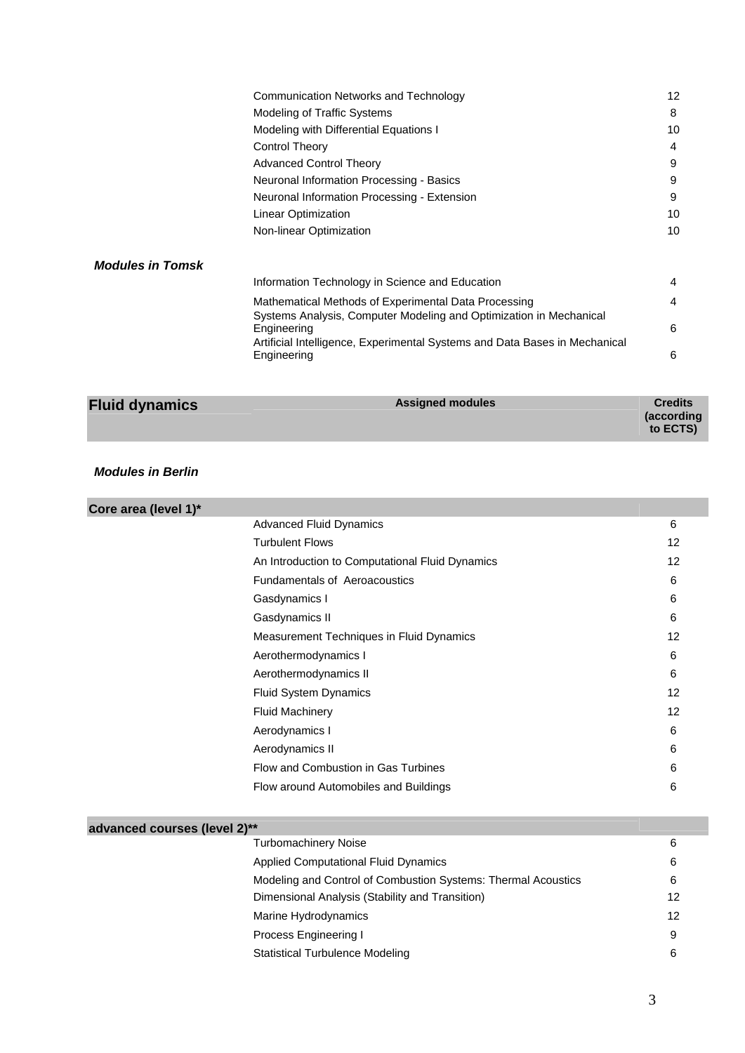| | | |
|---|---|---|
| | Communication Networks and Technology | 12 |
| | Modeling of Traffic Systems | 8 |
| | Modeling with Differential Equations I | 10 |
| | Control Theory | 4 |
| | Advanced Control Theory | 9 |
| | Neuronal Information Processing - Basics | 9 |
| | Neuronal Information Processing - Extension | 9 |
| | Linear Optimization | 10 |
| | Non-linear Optimization | 10 |

***Modules in Tomsk***

| | | |
|---|---|---|
| | Information Technology in Science and Education | 4 |
| | Mathematical Methods of Experimental Data Processing | 4 |
| | Systems Analysis, Computer Modeling and Optimization in Mechanical Engineering | 6 |
| | Artificial Intelligence, Experimental Systems and Data Bases in Mechanical Engineering | 6 |

| **Fluid dynamics** | **Assigned modules** | **Credits (according to ECTS)** |
|---|---|---|

***Modules in Berlin***

| **Core area (level 1)*** | | |
|---|---|---|
| | Advanced Fluid Dynamics | 6 |
| | Turbulent Flows | 12 |
| | An Introduction to Computational Fluid Dynamics | 12 |
| | Fundamentals of Aeroacoustics | 6 |
| | Gasdynamics I | 6 |
| | Gasdynamics II | 6 |
| | Measurement Techniques in Fluid Dynamics | 12 |
| | Aerothermodynamics I | 6 |
| | Aerothermodynamics II | 6 |
| | Fluid System Dynamics | 12 |
| | Fluid Machinery | 12 |
| | Aerodynamics I | 6 |
| | Aerodynamics II | 6 |
| | Flow and Combustion in Gas Turbines | 6 |
| | Flow around Automobiles and Buildings | 6 |

| **advanced courses (level 2)**** | | |
|---|---|---|
| | Turbomachinery Noise | 6 |
| | Applied Computational Fluid Dynamics | 6 |
| | Modeling and Control of Combustion Systems: Thermal Acoustics | 6 |
| | Dimensional Analysis (Stability and Transition) | 12 |
| | Marine Hydrodynamics | 12 |
| | Process Engineering I | 9 |
| | Statistical Turbulence Modeling | 6 |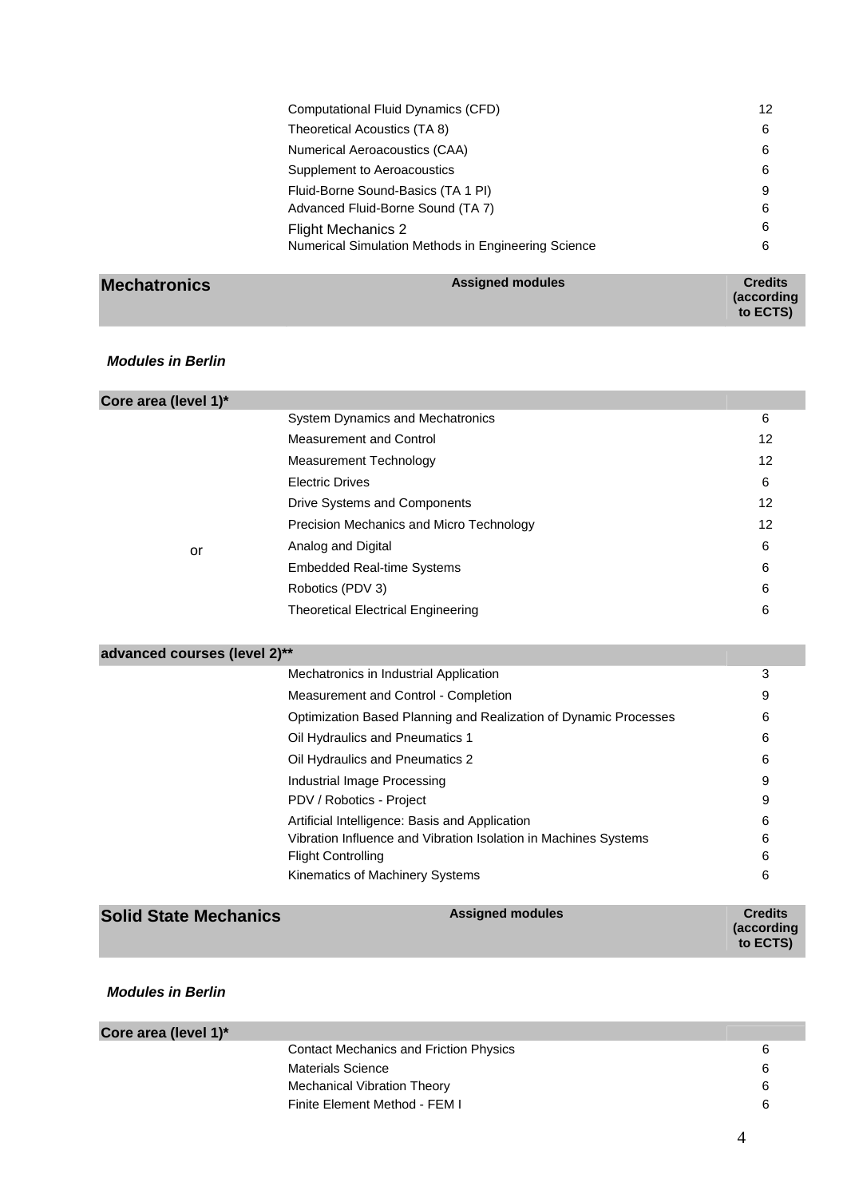| Module | Credits |
|---|---|
| Computational Fluid Dynamics (CFD) | 12 |
| Theoretical Acoustics (TA 8) | 6 |
| Numerical Aeroacoustics (CAA) | 6 |
| Supplement to Aeroacoustics | 6 |
| Fluid-Borne Sound-Basics (TA 1 PI) | 9 |
| Advanced Fluid-Borne Sound (TA 7) | 6 |
| Flight Mechanics 2 | 6 |
| Numerical Simulation Methods in Engineering Science | 6 |

| **Mechatronics** | **Assigned modules** | **Credits (according to ECTS)** |
|---|---|---|

***Modules in Berlin***

| **Core area (level 1)*** | | |
|---|---|---|
| | System Dynamics and Mechatronics | 6 |
| | Measurement and Control | 12 |
| | Measurement Technology | 12 |
| | Electric Drives | 6 |
| | Drive Systems and Components | 12 |
| | Precision Mechanics and Micro Technology | 12 |
| or | Analog and Digital | 6 |
| | Embedded Real-time Systems | 6 |
| | Robotics (PDV 3) | 6 |
| | Theoretical Electrical Engineering | 6 |

| **advanced courses (level 2)**** | | |
|---|---|---|
| | Mechatronics in Industrial Application | 3 |
| | Measurement and Control - Completion | 9 |
| | Optimization Based Planning and Realization of Dynamic Processes | 6 |
| | Oil Hydraulics and Pneumatics 1 | 6 |
| | Oil Hydraulics and Pneumatics 2 | 6 |
| | Industrial Image Processing | 9 |
| | PDV / Robotics - Project | 9 |
| | Artificial Intelligence: Basis and Application | 6 |
| | Vibration Influence and Vibration Isolation in Machines Systems | 6 |
| | Flight Controlling | 6 |
| | Kinematics of Machinery Systems | 6 |

| **Solid State Mechanics** | **Assigned modules** | **Credits (according to ECTS)** |
|---|---|---|

***Modules in Berlin***

| **Core area (level 1)*** | | |
|---|---|---|
| | Contact Mechanics and Friction Physics | 6 |
| | Materials Science | 6 |
| | Mechanical Vibration Theory | 6 |
| | Finite Element Method - FEM I | 6 |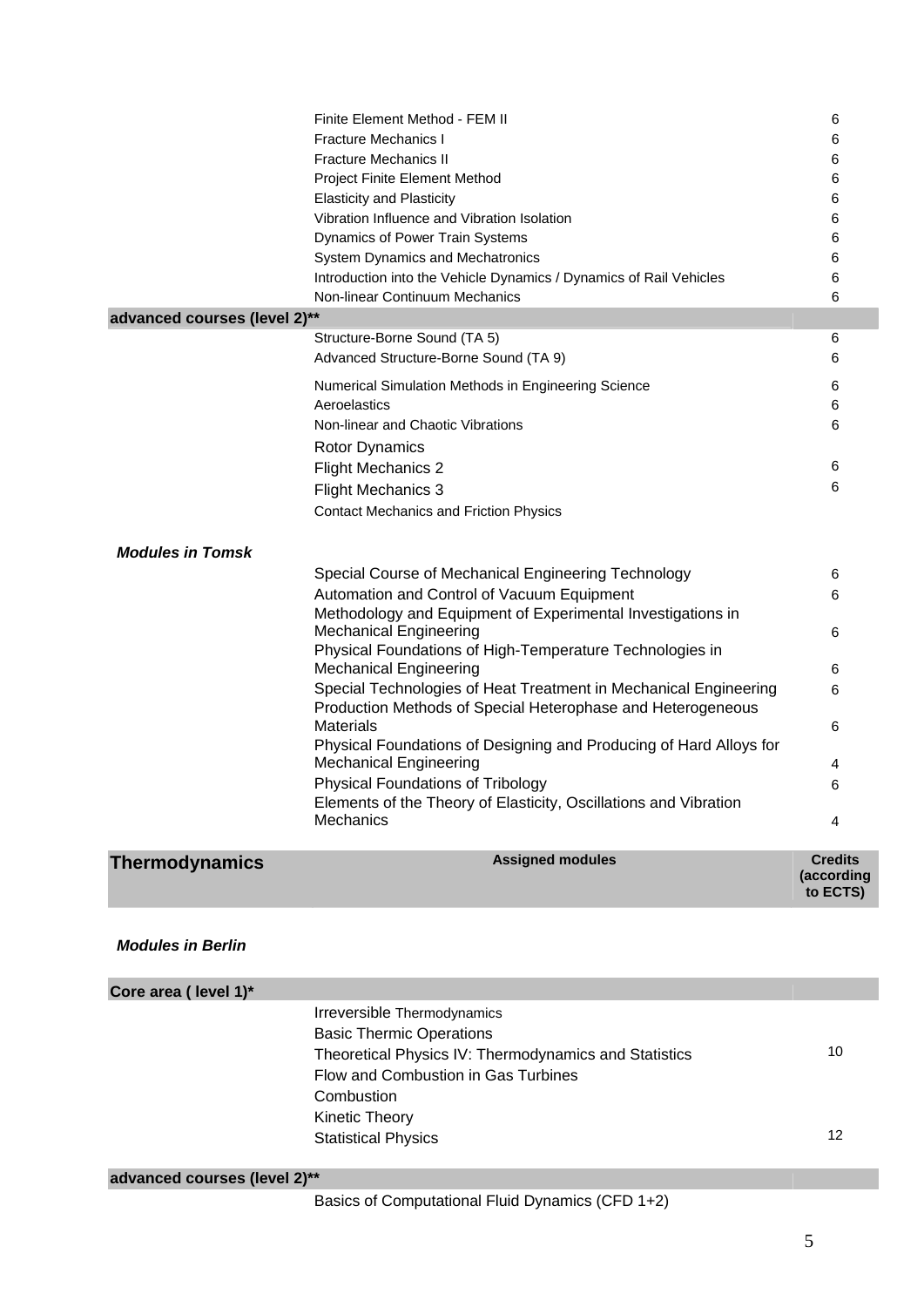| | Module | Credits |
|---|---|---|
| | Finite Element Method - FEM II | 6 |
| | Fracture Mechanics I | 6 |
| | Fracture Mechanics II | 6 |
| | Project Finite Element Method | 6 |
| | Elasticity and Plasticity | 6 |
| | Vibration Influence and Vibration Isolation | 6 |
| | Dynamics of Power Train Systems | 6 |
| | System Dynamics and Mechatronics | 6 |
| | Introduction into the Vehicle Dynamics / Dynamics of Rail Vehicles | 6 |
| | Non-linear Continuum Mechanics | 6 |
| **advanced courses (level 2)**** | | |
| | Structure-Borne Sound (TA 5) | 6 |
| | Advanced Structure-Borne Sound (TA 9) | 6 |
| | Numerical Simulation Methods in Engineering Science | 6 |
| | Aeroelastics | 6 |
| | Non-linear and Chaotic Vibrations | 6 |
| | Rotor Dynamics | |
| | Flight Mechanics 2 | 6 |
| | Flight Mechanics 3 | 6 |
| | Contact Mechanics and Friction Physics | |
| ***Modules in Tomsk*** | | |
| | Special Course of Mechanical Engineering Technology | 6 |
| | Automation and Control of Vacuum Equipment | 6 |
| | Methodology and Equipment of Experimental Investigations in Mechanical Engineering | 6 |
| | Physical Foundations of High-Temperature Technologies in Mechanical Engineering | 6 |
| | Special Technologies of Heat Treatment in Mechanical Engineering | 6 |
| | Production Methods of Special Heterophase and Heterogeneous Materials | 6 |
| | Physical Foundations of Designing and Producing of Hard Alloys for Mechanical Engineering | 4 |
| | Physical Foundations of Tribology | 6 |
| | Elements of the Theory of Elasticity, Oscillations and Vibration Mechanics | 4 |

| **Thermodynamics** | **Assigned modules** | **Credits (according to ECTS)** |
|---|---|---|
| ***Modules in Berlin*** | | |
| **Core area ( level 1)*** | | |
| | Irreversible Thermodynamics | |
| | Basic Thermic Operations | |
| | Theoretical Physics IV: Thermodynamics and Statistics | 10 |
| | Flow and Combustion in Gas Turbines | |
| | Combustion | |
| | Kinetic Theory | |
| | Statistical Physics | 12 |
| **advanced courses (level 2)**** | | |
| | Basics of Computational Fluid Dynamics (CFD 1+2) | |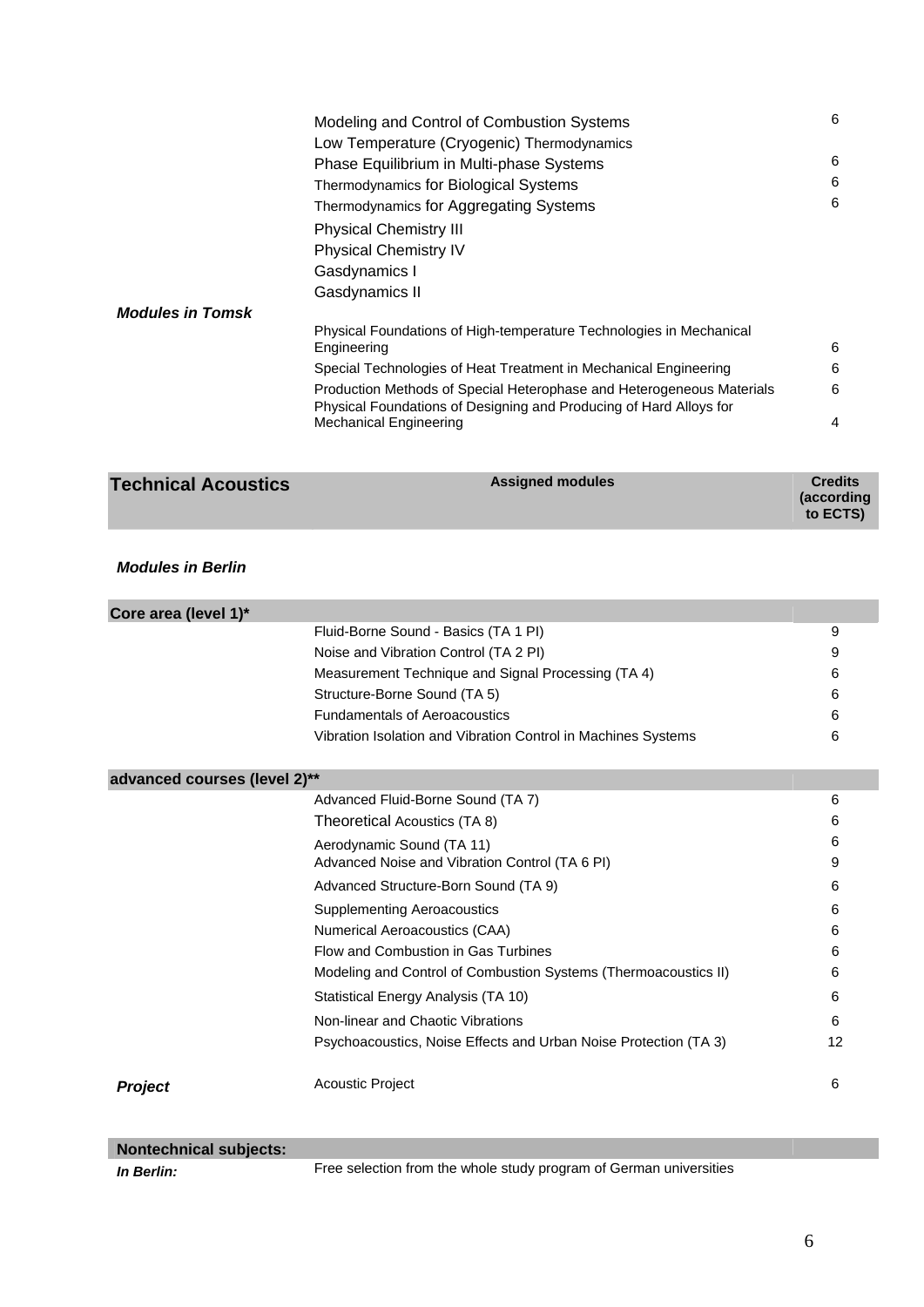| | | |
|---|---|---|
| | Modeling and Control of Combustion Systems | 6 |
| | Low Temperature (Cryogenic) Thermodynamics | |
| | Phase Equilibrium in Multi-phase Systems | 6 |
| | Thermodynamics for Biological Systems | 6 |
| | Thermodynamics for Aggregating Systems | 6 |
| | Physical Chemistry III | |
| | Physical Chemistry IV | |
| | Gasdynamics I | |
| | Gasdynamics II | |
| ***Modules in Tomsk*** | | |
| | Physical Foundations of High-temperature Technologies in Mechanical Engineering | 6 |
| | Special Technologies of Heat Treatment in Mechanical Engineering | 6 |
| | Production Methods of Special Heterophase and Heterogeneous Materials | 6 |
| | Physical Foundations of Designing and Producing of Hard Alloys for Mechanical Engineering | 4 |

| **Technical Acoustics** | **Assigned modules** | **Credits (according to ECTS)** |
|---|---|---|
| ***Modules in Berlin*** | | |
| **Core area (level 1)*** | | |
| | Fluid-Borne Sound - Basics (TA 1 PI) | 9 |
| | Noise and Vibration Control (TA 2 PI) | 9 |
| | Measurement Technique and Signal Processing (TA 4) | 6 |
| | Structure-Borne Sound (TA 5) | 6 |
| | Fundamentals of Aeroacoustics | 6 |
| | Vibration Isolation and Vibration Control in Machines Systems | 6 |
| **advanced courses (level 2)**** | | |
| | Advanced Fluid-Borne Sound (TA 7) | 6 |
| | Theoretical Acoustics (TA 8) | 6 |
| | Aerodynamic Sound (TA 11) | 6 |
| | Advanced Noise and Vibration Control (TA 6 PI) | 9 |
| | Advanced Structure-Born Sound (TA 9) | 6 |
| | Supplementing Aeroacoustics | 6 |
| | Numerical Aeroacoustics (CAA) | 6 |
| | Flow and Combustion in Gas Turbines | 6 |
| | Modeling and Control of Combustion Systems (Thermoacoustics II) | 6 |
| | Statistical Energy Analysis (TA 10) | 6 |
| | Non-linear and Chaotic Vibrations | 6 |
| | Psychoacoustics, Noise Effects and Urban Noise Protection (TA 3) | 12 |
| ***Project*** | Acoustic Project | 6 |

| **Nontechnical subjects:** | | |
|---|---|---|
| ***In Berlin:*** | Free selection from the whole study program of German universities | |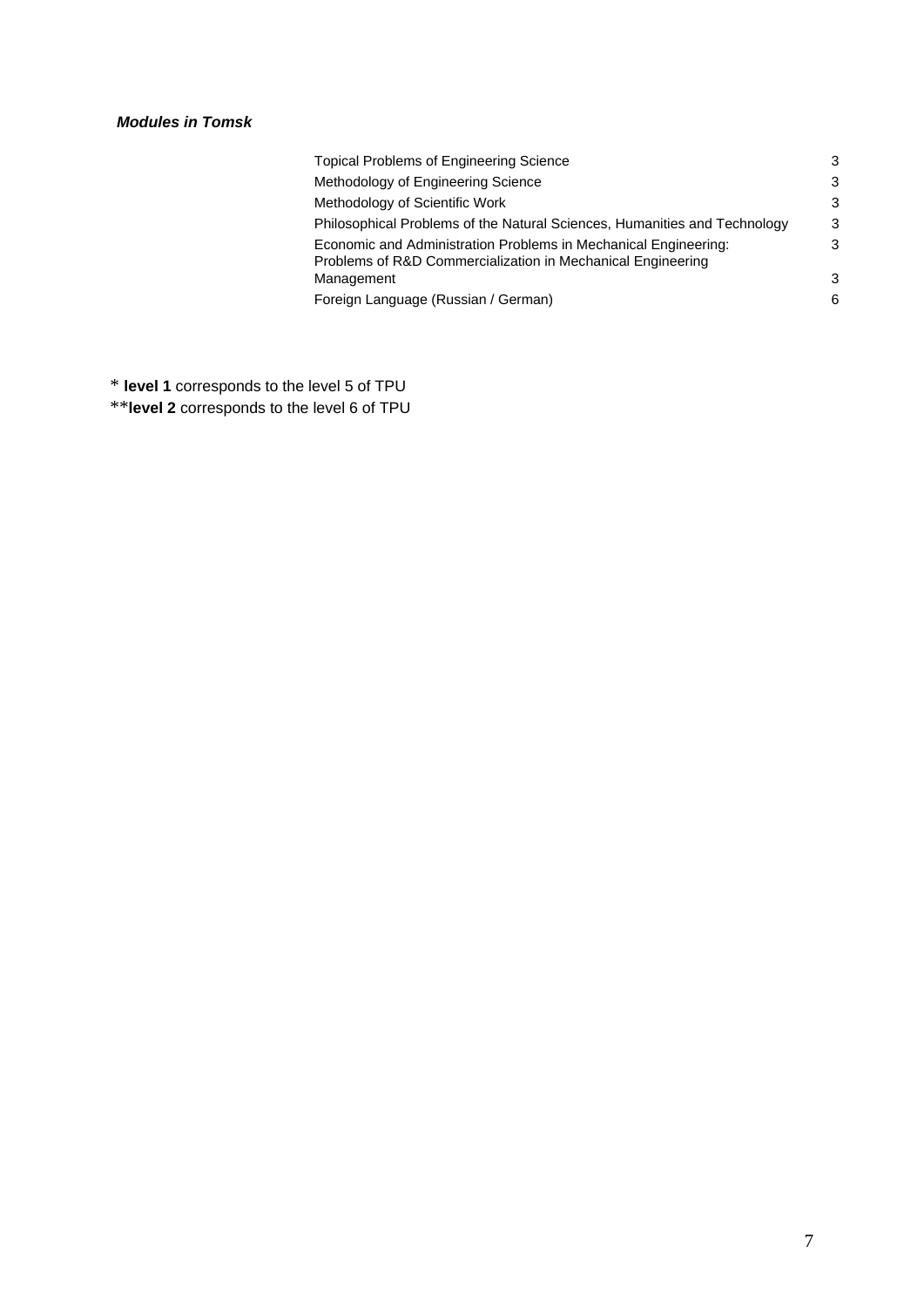***Modules in Tomsk***

| | |
|---|---|
| Topical Problems of Engineering Science | 3 |
| Methodology of Engineering Science | 3 |
| Methodology of Scientific Work | 3 |
| Philosophical Problems of the Natural Sciences, Humanities and Technology | 3 |
| Economic and Administration Problems in Mechanical Engineering: | 3 |
| Problems of R&D Commercialization in Mechanical Engineering Management | 3 |
| Foreign Language (Russian / German) | 6 |

\* **level 1** corresponds to the level 5 of TPU

\*\***level 2** corresponds to the level 6 of TPU